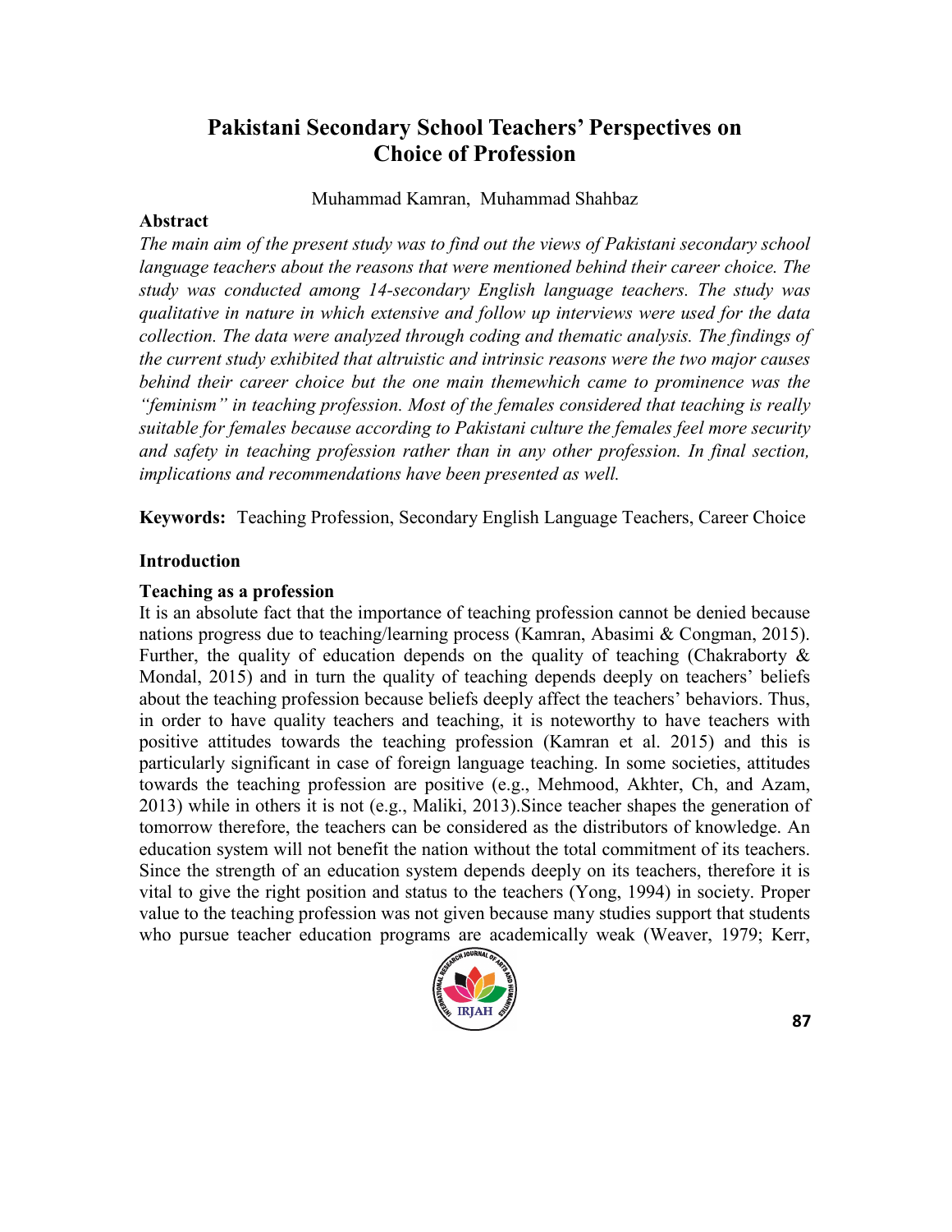# Pakistani Secondary School Teachers' Perspectives on Choice of Profession

Muhammad Kamran, Muhammad Shahbaz

## Abstract

*The main aim of the present study was to find out the views of Pakistani secondary school language teachers about the reasons that were mentioned behind their career choice. The study was conducted among 14-secondary English language teachers. The study was qualitative in nature in which extensive and follow up interviews were used for the data collection. The data were analyzed through coding and thematic analysis. The findings of the current study exhibited that altruistic and intrinsic reasons were the two major causes behind their career choice but the one main themewhich came to prominence was the "feminism" in teaching profession. Most of the females considered that teaching is really suitable for females because according to Pakistani culture the females feel more security and safety in teaching profession rather than in any other profession. In final section, implications and recommendations have been presented as well.*

**Keywords:** Teaching Profession, Secondary English Language Teachers, Career Choice

## Introduction

### Teaching as a profession

It is an absolute fact that the importance of teaching profession cannot be denied because nations progress due to teaching/learning process (Kamran, Abasimi & Congman, 2015). Further, the quality of education depends on the quality of teaching (Chakraborty & Mondal, 2015) and in turn the quality of teaching depends deeply on teachers' beliefs about the teaching profession because beliefs deeply affect the teachers' behaviors. Thus, in order to have quality teachers and teaching, it is noteworthy to have teachers with positive attitudes towards the teaching profession (Kamran et al. 2015) and this is particularly significant in case of foreign language teaching. In some societies, attitudes towards the teaching profession are positive (e.g., Mehmood, Akhter, Ch, and Azam, 2013) while in others it is not (e.g., Maliki, 2013).Since teacher shapes the generation of tomorrow therefore, the teachers can be considered as the distributors of knowledge. An education system will not benefit the nation without the total commitment of its teachers. Since the strength of an education system depends deeply on its teachers, therefore it is vital to give the right position and status to the teachers (Yong, 1994) in society. Proper value to the teaching profession was not given because many studies support that students who pursue teacher education programs are academically weak (Weaver, 1979; Kerr,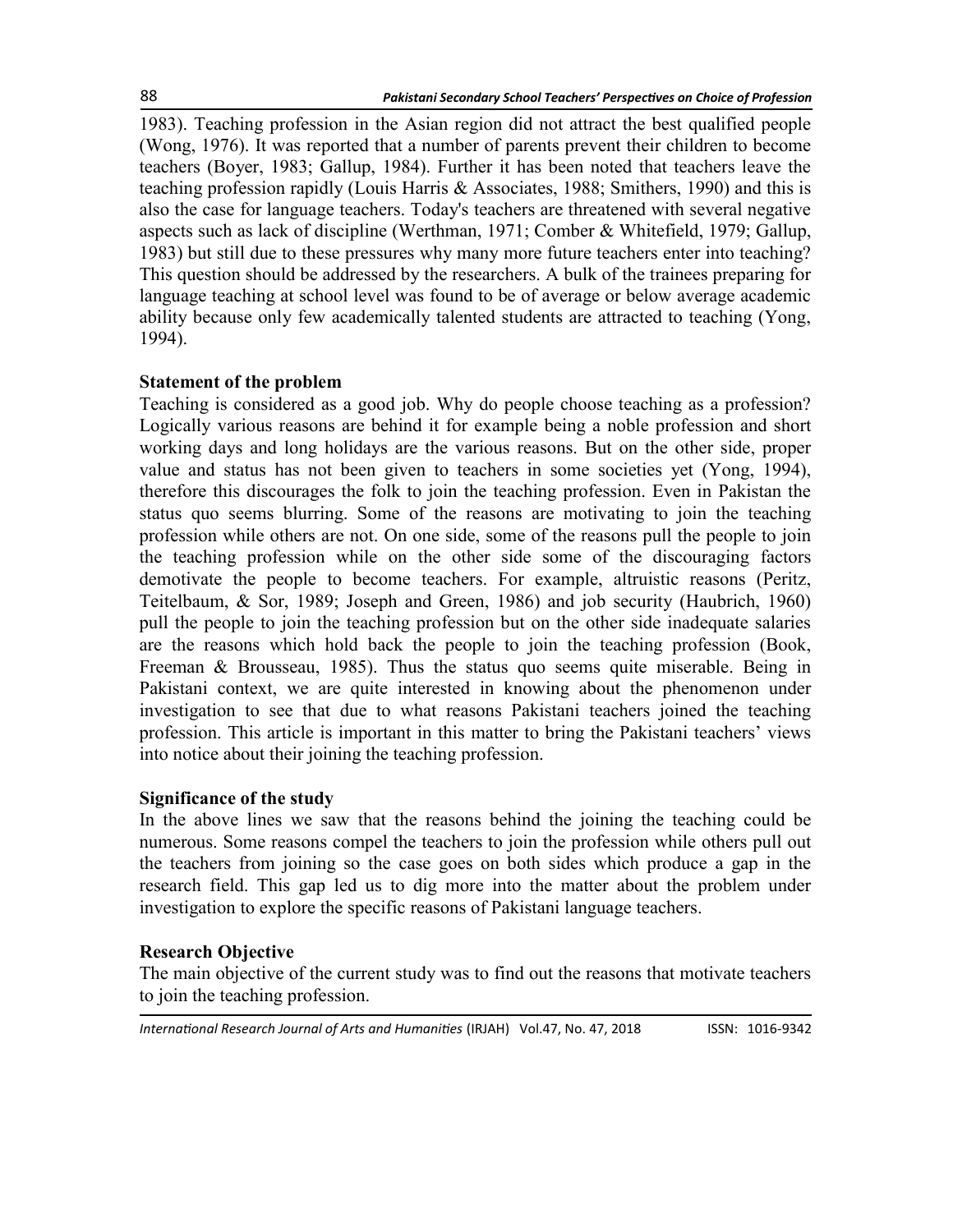1983). Teaching profession in the Asian region did not attract the best qualified people (Wong, 1976). It was reported that a number of parents prevent their children to become teachers (Boyer, 1983; Gallup, 1984). Further it has been noted that teachers leave the teaching profession rapidly (Louis Harris & Associates, 1988; Smithers, 1990) and this is also the case for language teachers. Today's teachers are threatened with several negative aspects such as lack of discipline (Werthman, 1971; Comber & Whitefield, 1979; Gallup, 1983) but still due to these pressures why many more future teachers enter into teaching? This question should be addressed by the researchers. A bulk of the trainees preparing for language teaching at school level was found to be of average or below average academic ability because only few academically talented students are attracted to teaching (Yong, 1994).

## Statement of the problem

Teaching is considered as a good job. Why do people choose teaching as a profession? Logically various reasons are behind it for example being a noble profession and short working days and long holidays are the various reasons. But on the other side, proper value and status has not been given to teachers in some societies yet (Yong, 1994), therefore this discourages the folk to join the teaching profession. Even in Pakistan the status quo seems blurring. Some of the reasons are motivating to join the teaching profession while others are not. On one side, some of the reasons pull the people to join the teaching profession while on the other side some of the discouraging factors demotivate the people to become teachers. For example, altruistic reasons (Peritz, Teitelbaum, & Sor, 1989; Joseph and Green, 1986) and job security (Haubrich, 1960) pull the people to join the teaching profession but on the other side inadequate salaries are the reasons which hold back the people to join the teaching profession (Book, Freeman & Brousseau, 1985). Thus the status quo seems quite miserable. Being in Pakistani context, we are quite interested in knowing about the phenomenon under investigation to see that due to what reasons Pakistani teachers joined the teaching profession. This article is important in this matter to bring the Pakistani teachers' views into notice about their joining the teaching profession.

## Significance of the study

In the above lines we saw that the reasons behind the joining the teaching could be numerous. Some reasons compel the teachers to join the profession while others pull out the teachers from joining so the case goes on both sides which produce a gap in the research field. This gap led us to dig more into the matter about the problem under investigation to explore the specific reasons of Pakistani language teachers.

## Research Objective

The main objective of the current study was to find out the reasons that motivate teachers to join the teaching profession.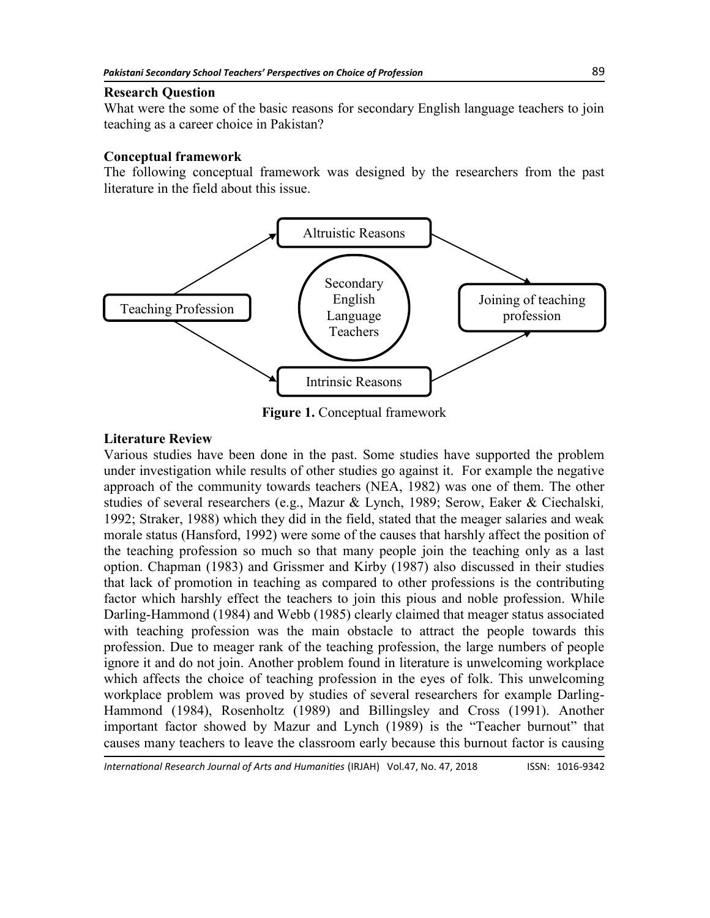### Research Question

What were the some of the basic reasons for secondary English language teachers to join teaching as a career choice in Pakistan?

### Conceptual framework

The following conceptual framework was designed by the researchers from the past literature in the field about this issue.

Altruistic Reasons

Teaching Profession

Secondary English Language Teachers

Joining of teaching profession

Intrinsic Reasons

**Figure 1.** Conceptual framework

### Literature Review

Various studies have been done in the past. Some studies have supported the problem under investigation while results of other studies go against it. For example the negative approach of the community towards teachers (NEA, 1982) was one of them. The other studies of several researchers (e.g., Mazur & Lynch, 1989; Serow, Eaker & Ciechalski*,* 1992; Straker, 1988) which they did in the field, stated that the meager salaries and weak morale status (Hansford, 1992) were some of the causes that harshly affect the position of the teaching profession so much so that many people join the teaching only as a last option. Chapman (1983) and Grissmer and Kirby (1987) also discussed in their studies that lack of promotion in teaching as compared to other professions is the contributing factor which harshly effect the teachers to join this pious and noble profession. While Darling-Hammond (1984) and Webb (1985) clearly claimed that meager status associated with teaching profession was the main obstacle to attract the people towards this profession. Due to meager rank of the teaching profession, the large numbers of people ignore it and do not join. Another problem found in literature is unwelcoming workplace which affects the choice of teaching profession in the eyes of folk. This unwelcoming workplace problem was proved by studies of several researchers for example Darling-Hammond (1984), Rosenholtz (1989) and Billingsley and Cross (1991). Another important factor showed by Mazur and Lynch (1989) is the "Teacher burnout" that causes many teachers to leave the classroom early because this burnout factor is causing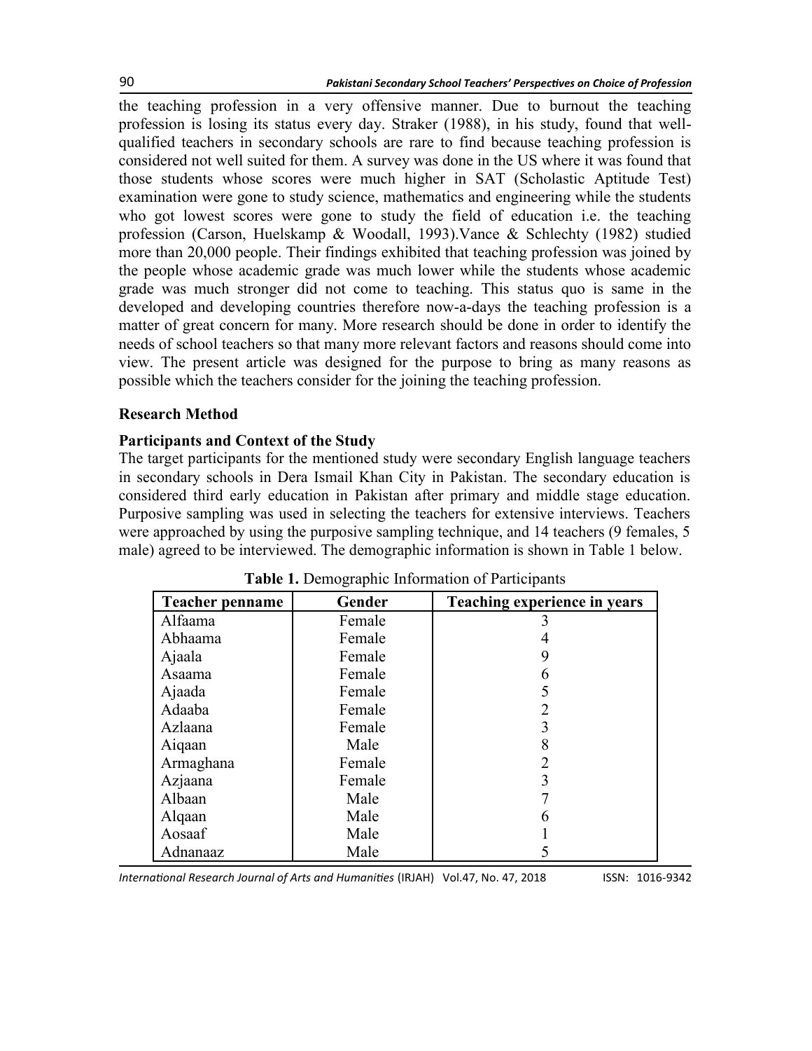the teaching profession in a very offensive manner. Due to burnout the teaching profession is losing its status every day. Straker (1988), in his study, found that well-qualified teachers in secondary schools are rare to find because teaching profession is considered not well suited for them. A survey was done in the US where it was found that those students whose scores were much higher in SAT (Scholastic Aptitude Test) examination were gone to study science, mathematics and engineering while the students who got lowest scores were gone to study the field of education i.e. the teaching profession (Carson, Huelskamp & Woodall, 1993).Vance & Schlechty (1982) studied more than 20,000 people. Their findings exhibited that teaching profession was joined by the people whose academic grade was much lower while the students whose academic grade was much stronger did not come to teaching. This status quo is same in the developed and developing countries therefore now-a-days the teaching profession is a matter of great concern for many. More research should be done in order to identify the needs of school teachers so that many more relevant factors and reasons should come into view. The present article was designed for the purpose to bring as many reasons as possible which the teachers consider for the joining the teaching profession.

## Research Method

### Participants and Context of the Study

The target participants for the mentioned study were secondary English language teachers in secondary schools in Dera Ismail Khan City in Pakistan. The secondary education is considered third early education in Pakistan after primary and middle stage education. Purposive sampling was used in selecting the teachers for extensive interviews. Teachers were approached by using the purposive sampling technique, and 14 teachers (9 females, 5 male) agreed to be interviewed. The demographic information is shown in Table 1 below.

**Table 1.** Demographic Information of Participants

| Teacher penname | Gender | Teaching experience in years |
|---|---|---|
| Alfaama | Female | 3 |
| Abhaama | Female | 4 |
| Ajaala | Female | 9 |
| Asaama | Female | 6 |
| Ajaada | Female | 5 |
| Adaaba | Female | 2 |
| Azlaana | Female | 3 |
| Aiqaan | Male | 8 |
| Armaghana | Female | 2 |
| Azjaana | Female | 3 |
| Albaan | Male | 7 |
| Alqaan | Male | 6 |
| Aosaaf | Male | 1 |
| Adnanaaz | Male | 5 |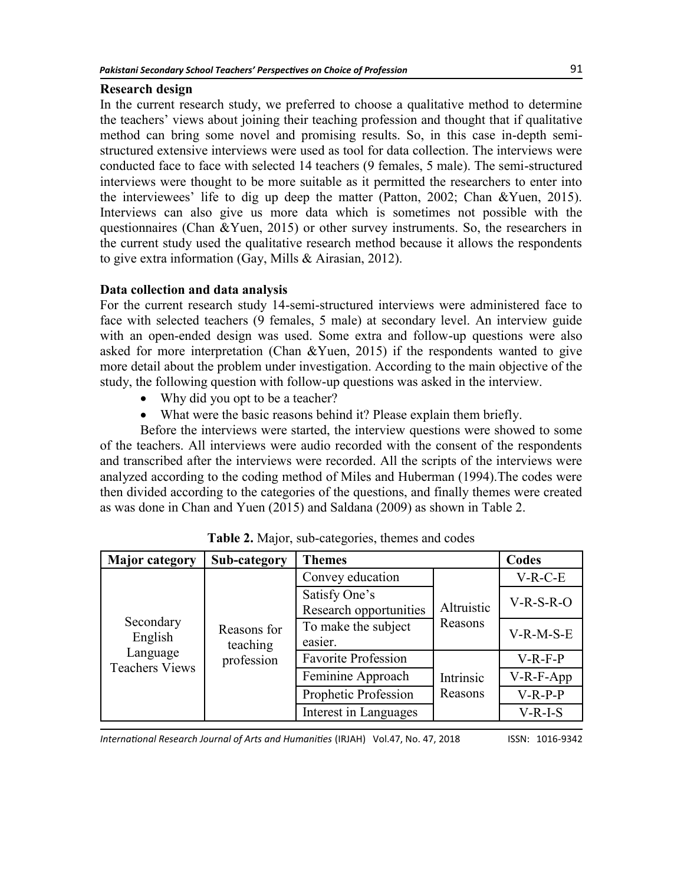### Research design

In the current research study, we preferred to choose a qualitative method to determine the teachers' views about joining their teaching profession and thought that if qualitative method can bring some novel and promising results. So, in this case in-depth semi-structured extensive interviews were used as tool for data collection. The interviews were conducted face to face with selected 14 teachers (9 females, 5 male). The semi-structured interviews were thought to be more suitable as it permitted the researchers to enter into the interviewees' life to dig up deep the matter (Patton, 2002; Chan &Yuen, 2015). Interviews can also give us more data which is sometimes not possible with the questionnaires (Chan &Yuen, 2015) or other survey instruments. So, the researchers in the current study used the qualitative research method because it allows the respondents to give extra information (Gay, Mills & Airasian, 2012).

### Data collection and data analysis

For the current research study 14-semi-structured interviews were administered face to face with selected teachers (9 females, 5 male) at secondary level. An interview guide with an open-ended design was used. Some extra and follow-up questions were also asked for more interpretation (Chan &Yuen, 2015) if the respondents wanted to give more detail about the problem under investigation. According to the main objective of the study, the following question with follow-up questions was asked in the interview.

- Why did you opt to be a teacher?
- What were the basic reasons behind it? Please explain them briefly.

Before the interviews were started, the interview questions were showed to some of the teachers. All interviews were audio recorded with the consent of the respondents and transcribed after the interviews were recorded. All the scripts of the interviews were analyzed according to the coding method of Miles and Huberman (1994).The codes were then divided according to the categories of the questions, and finally themes were created as was done in Chan and Yuen (2015) and Saldana (2009) as shown in Table 2.

**Table 2.** Major, sub-categories, themes and codes

| Major category | Sub-category | Themes | | Codes |
|---|---|---|---|---|
| Secondary English Language Teachers Views | Reasons for teaching profession | Convey education | Altruistic Reasons | V-R-C-E |
| | | Satisfy One's Research opportunities | | V-R-S-R-O |
| | | To make the subject easier. | | V-R-M-S-E |
| | | Favorite Profession | Intrinsic Reasons | V-R-F-P |
| | | Feminine Approach | | V-R-F-App |
| | | Prophetic Profession | | V-R-P-P |
| | | Interest in Languages | | V-R-I-S |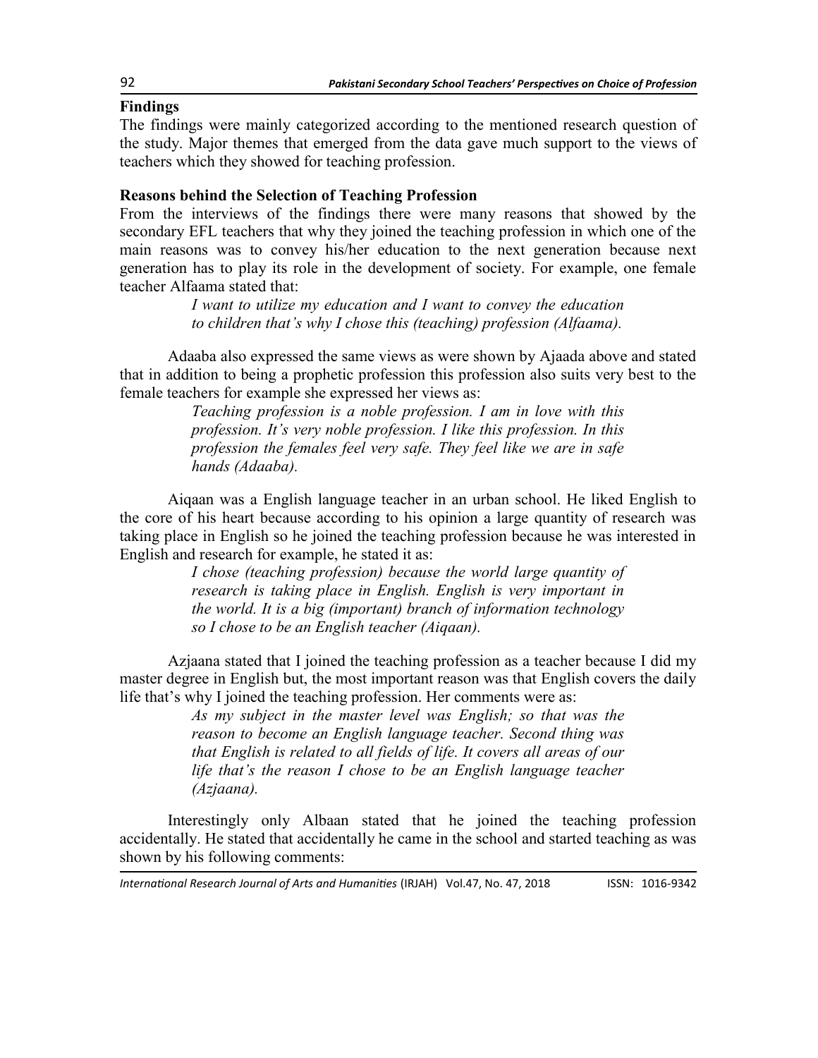## Findings

The findings were mainly categorized according to the mentioned research question of the study. Major themes that emerged from the data gave much support to the views of teachers which they showed for teaching profession.

### Reasons behind the Selection of Teaching Profession

From the interviews of the findings there were many reasons that showed by the secondary EFL teachers that why they joined the teaching profession in which one of the main reasons was to convey his/her education to the next generation because next generation has to play its role in the development of society. For example, one female teacher Alfaama stated that:

> *I want to utilize my education and I want to convey the education to children that's why I chose this (teaching) profession (Alfaama).*

Adaaba also expressed the same views as were shown by Ajaada above and stated that in addition to being a prophetic profession this profession also suits very best to the female teachers for example she expressed her views as:

> *Teaching profession is a noble profession. I am in love with this profession. It's very noble profession. I like this profession. In this profession the females feel very safe. They feel like we are in safe hands (Adaaba).*

Aiqaan was a English language teacher in an urban school. He liked English to the core of his heart because according to his opinion a large quantity of research was taking place in English so he joined the teaching profession because he was interested in English and research for example, he stated it as:

> *I chose (teaching profession) because the world large quantity of research is taking place in English. English is very important in the world. It is a big (important) branch of information technology so I chose to be an English teacher (Aiqaan).*

Azjaana stated that I joined the teaching profession as a teacher because I did my master degree in English but, the most important reason was that English covers the daily life that's why I joined the teaching profession. Her comments were as:

> *As my subject in the master level was English; so that was the reason to become an English language teacher. Second thing was that English is related to all fields of life. It covers all areas of our life that's the reason I chose to be an English language teacher (Azjaana).*

Interestingly only Albaan stated that he joined the teaching profession accidentally. He stated that accidentally he came in the school and started teaching as was shown by his following comments: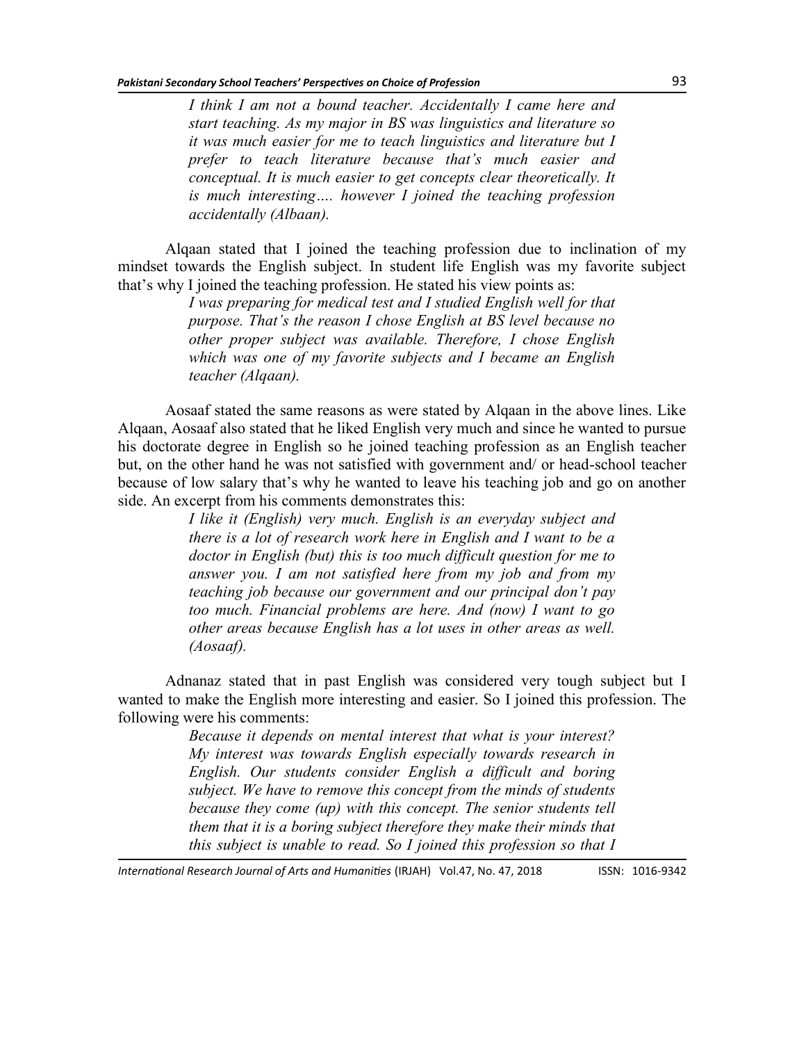*I think I am not a bound teacher. Accidentally I came here and start teaching. As my major in BS was linguistics and literature so it was much easier for me to teach linguistics and literature but I prefer to teach literature because that's much easier and conceptual. It is much easier to get concepts clear theoretically. It is much interesting…. however I joined the teaching profession accidentally (Albaan).*

Alqaan stated that I joined the teaching profession due to inclination of my mindset towards the English subject. In student life English was my favorite subject that's why I joined the teaching profession. He stated his view points as:

> *I was preparing for medical test and I studied English well for that purpose. That's the reason I chose English at BS level because no other proper subject was available. Therefore, I chose English which was one of my favorite subjects and I became an English teacher (Alqaan).*

Aosaaf stated the same reasons as were stated by Alqaan in the above lines. Like Alqaan, Aosaaf also stated that he liked English very much and since he wanted to pursue his doctorate degree in English so he joined teaching profession as an English teacher but, on the other hand he was not satisfied with government and/ or head-school teacher because of low salary that's why he wanted to leave his teaching job and go on another side. An excerpt from his comments demonstrates this:

> *I like it (English) very much. English is an everyday subject and there is a lot of research work here in English and I want to be a doctor in English (but) this is too much difficult question for me to answer you. I am not satisfied here from my job and from my teaching job because our government and our principal don't pay too much. Financial problems are here. And (now) I want to go other areas because English has a lot uses in other areas as well. (Aosaaf).*

Adnanaz stated that in past English was considered very tough subject but I wanted to make the English more interesting and easier. So I joined this profession. The following were his comments:

> *Because it depends on mental interest that what is your interest? My interest was towards English especially towards research in English. Our students consider English a difficult and boring subject. We have to remove this concept from the minds of students because they come (up) with this concept. The senior students tell them that it is a boring subject therefore they make their minds that this subject is unable to read. So I joined this profession so that I*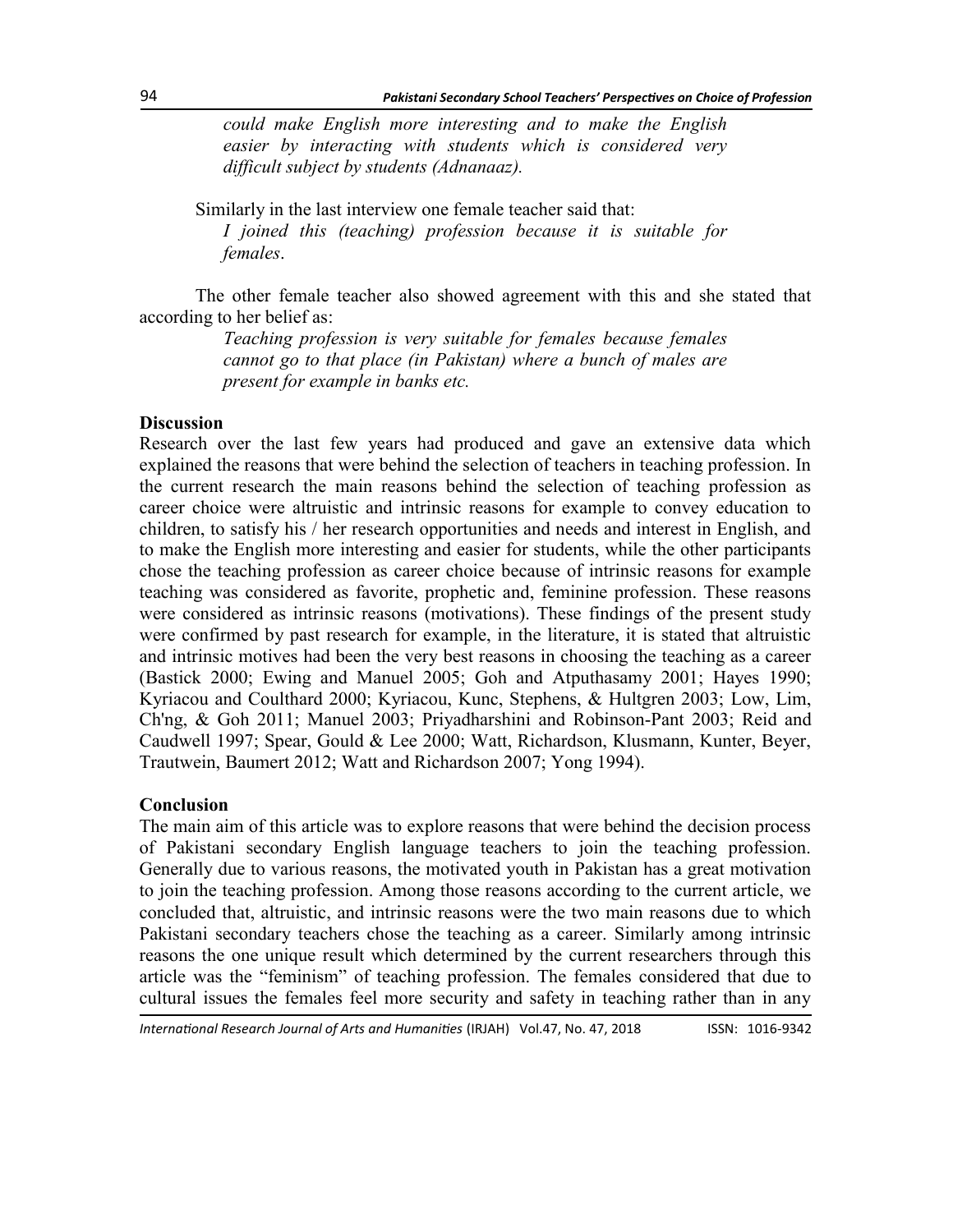*could make English more interesting and to make the English easier by interacting with students which is considered very difficult subject by students (Adnanaaz).*

Similarly in the last interview one female teacher said that:

*I joined this (teaching) profession because it is suitable for females.*

The other female teacher also showed agreement with this and she stated that according to her belief as:

*Teaching profession is very suitable for females because females cannot go to that place (in Pakistan) where a bunch of males are present for example in banks etc.*

## Discussion

Research over the last few years had produced and gave an extensive data which explained the reasons that were behind the selection of teachers in teaching profession. In the current research the main reasons behind the selection of teaching profession as career choice were altruistic and intrinsic reasons for example to convey education to children, to satisfy his / her research opportunities and needs and interest in English, and to make the English more interesting and easier for students, while the other participants chose the teaching profession as career choice because of intrinsic reasons for example teaching was considered as favorite, prophetic and, feminine profession. These reasons were considered as intrinsic reasons (motivations). These findings of the present study were confirmed by past research for example, in the literature, it is stated that altruistic and intrinsic motives had been the very best reasons in choosing the teaching as a career (Bastick 2000; Ewing and Manuel 2005; Goh and Atputhasamy 2001; Hayes 1990; Kyriacou and Coulthard 2000; Kyriacou, Kunc, Stephens, & Hultgren 2003; Low, Lim, Ch'ng, & Goh 2011; Manuel 2003; Priyadharshini and Robinson-Pant 2003; Reid and Caudwell 1997; Spear, Gould & Lee 2000; Watt, Richardson, Klusmann, Kunter, Beyer, Trautwein, Baumert 2012; Watt and Richardson 2007; Yong 1994).

## Conclusion

The main aim of this article was to explore reasons that were behind the decision process of Pakistani secondary English language teachers to join the teaching profession. Generally due to various reasons, the motivated youth in Pakistan has a great motivation to join the teaching profession. Among those reasons according to the current article, we concluded that, altruistic, and intrinsic reasons were the two main reasons due to which Pakistani secondary teachers chose the teaching as a career. Similarly among intrinsic reasons the one unique result which determined by the current researchers through this article was the "feminism" of teaching profession. The females considered that due to cultural issues the females feel more security and safety in teaching rather than in any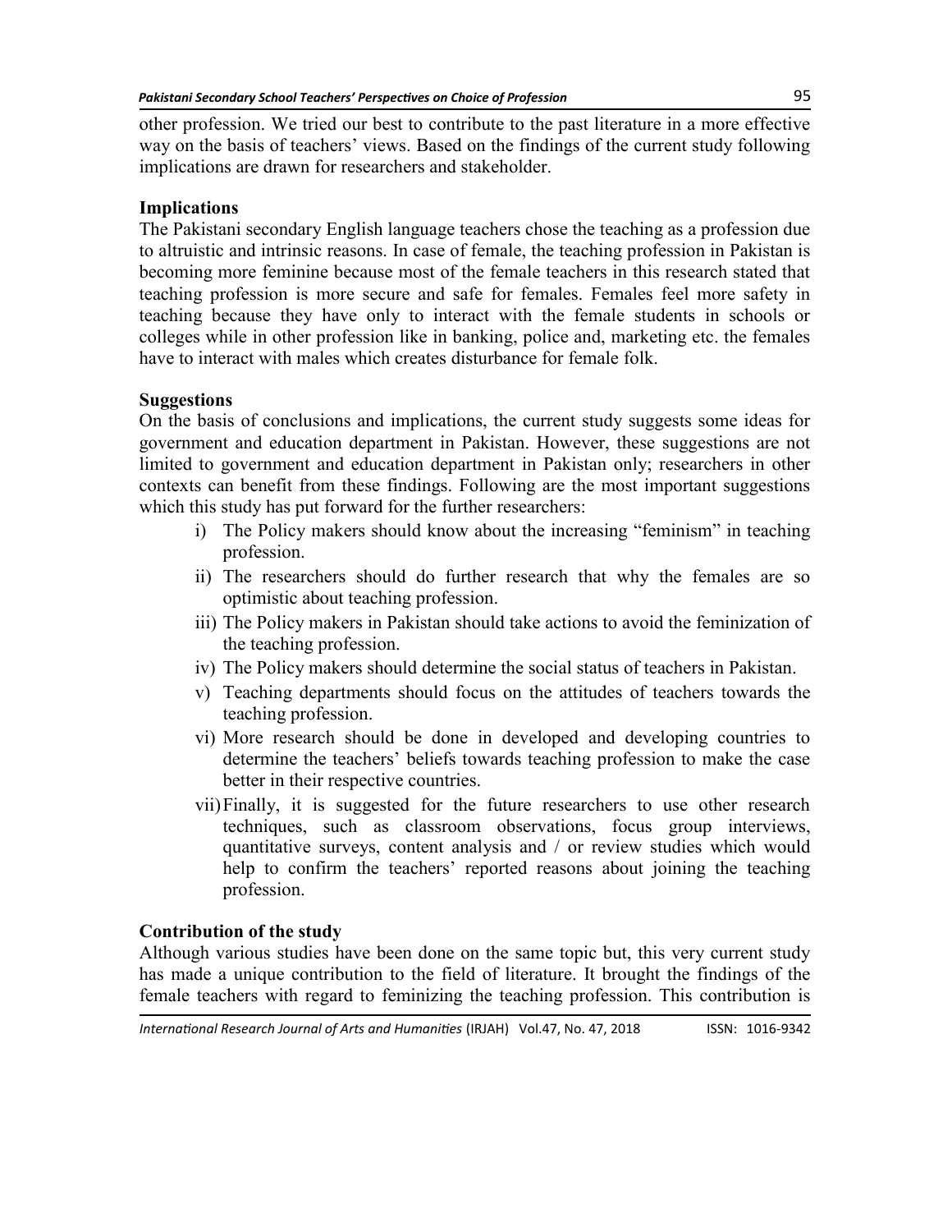other profession. We tried our best to contribute to the past literature in a more effective way on the basis of teachers' views. Based on the findings of the current study following implications are drawn for researchers and stakeholder.

### Implications

The Pakistani secondary English language teachers chose the teaching as a profession due to altruistic and intrinsic reasons. In case of female, the teaching profession in Pakistan is becoming more feminine because most of the female teachers in this research stated that teaching profession is more secure and safe for females. Females feel more safety in teaching because they have only to interact with the female students in schools or colleges while in other profession like in banking, police and, marketing etc. the females have to interact with males which creates disturbance for female folk.

### Suggestions

On the basis of conclusions and implications, the current study suggests some ideas for government and education department in Pakistan. However, these suggestions are not limited to government and education department in Pakistan only; researchers in other contexts can benefit from these findings. Following are the most important suggestions which this study has put forward for the further researchers:

i) The Policy makers should know about the increasing "feminism" in teaching profession.
ii) The researchers should do further research that why the females are so optimistic about teaching profession.
iii) The Policy makers in Pakistan should take actions to avoid the feminization of the teaching profession.
iv) The Policy makers should determine the social status of teachers in Pakistan.
v) Teaching departments should focus on the attitudes of teachers towards the teaching profession.
vi) More research should be done in developed and developing countries to determine the teachers' beliefs towards teaching profession to make the case better in their respective countries.
vii) Finally, it is suggested for the future researchers to use other research techniques, such as classroom observations, focus group interviews, quantitative surveys, content analysis and / or review studies which would help to confirm the teachers' reported reasons about joining the teaching profession.

### Contribution of the study

Although various studies have been done on the same topic but, this very current study has made a unique contribution to the field of literature. It brought the findings of the female teachers with regard to feminizing the teaching profession. This contribution is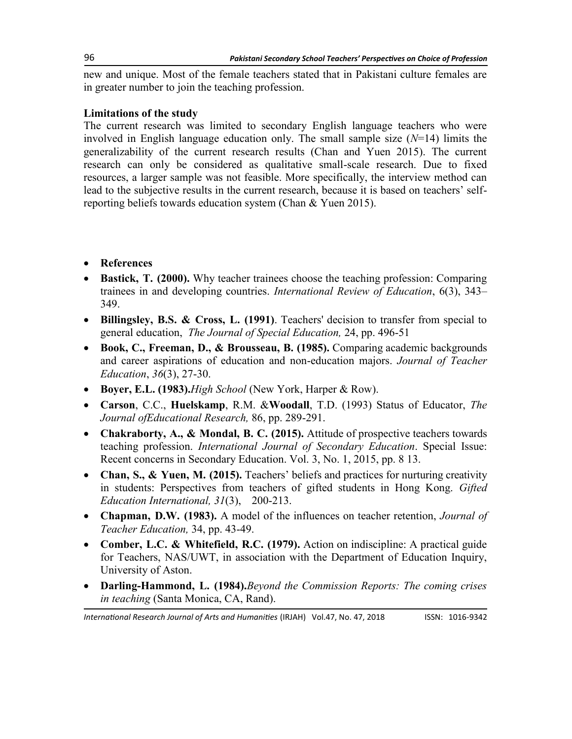new and unique. Most of the female teachers stated that in Pakistani culture females are in greater number to join the teaching profession.

### Limitations of the study

The current research was limited to secondary English language teachers who were involved in English language education only. The small sample size (*N*=14) limits the generalizability of the current research results (Chan and Yuen 2015). The current research can only be considered as qualitative small-scale research. Due to fixed resources, a larger sample was not feasible. More specifically, the interview method can lead to the subjective results in the current research, because it is based on teachers' self-reporting beliefs towards education system (Chan & Yuen 2015).

- **References**
- **Bastick, T. (2000).** Why teacher trainees choose the teaching profession: Comparing trainees in and developing countries. *International Review of Education*, 6(3), 343–349.
- **Billingsley, B.S. & Cross, L. (1991)**. Teachers' decision to transfer from special to general education, *The Journal of Special Education,* 24, pp. 496-51
- **Book, C., Freeman, D., & Brousseau, B. (1985).** Comparing academic backgrounds and career aspirations of education and non-education majors. *Journal of Teacher Education*, *36*(3), 27-30.
- **Boyer, E.L. (1983).***High School* (New York, Harper & Row).
- **Carson**, C.C., **Huelskamp**, R.M. &**Woodall**, T.D. (1993) Status of Educator, *The Journal ofEducational Research,* 86, pp. 289-291.
- **Chakraborty, A., & Mondal, B. C. (2015).** Attitude of prospective teachers towards teaching profession. *International Journal of Secondary Education*. Special Issue: Recent concerns in Secondary Education. Vol. 3, No. 1, 2015, pp. 8 13.
- **Chan, S., & Yuen, M. (2015).** Teachers' beliefs and practices for nurturing creativity in students: Perspectives from teachers of gifted students in Hong Kong. *Gifted Education International, 31*(3), 200-213.
- **Chapman, D.W. (1983).** A model of the influences on teacher retention, *Journal of Teacher Education,* 34, pp. 43-49.
- **Comber, L.C. & Whitefield, R.C. (1979).** Action on indiscipline: A practical guide for Teachers, NAS/UWT, in association with the Department of Education Inquiry, University of Aston.
- **Darling-Hammond, L. (1984).***Beyond the Commission Reports: The coming crises in teaching* (Santa Monica, CA, Rand).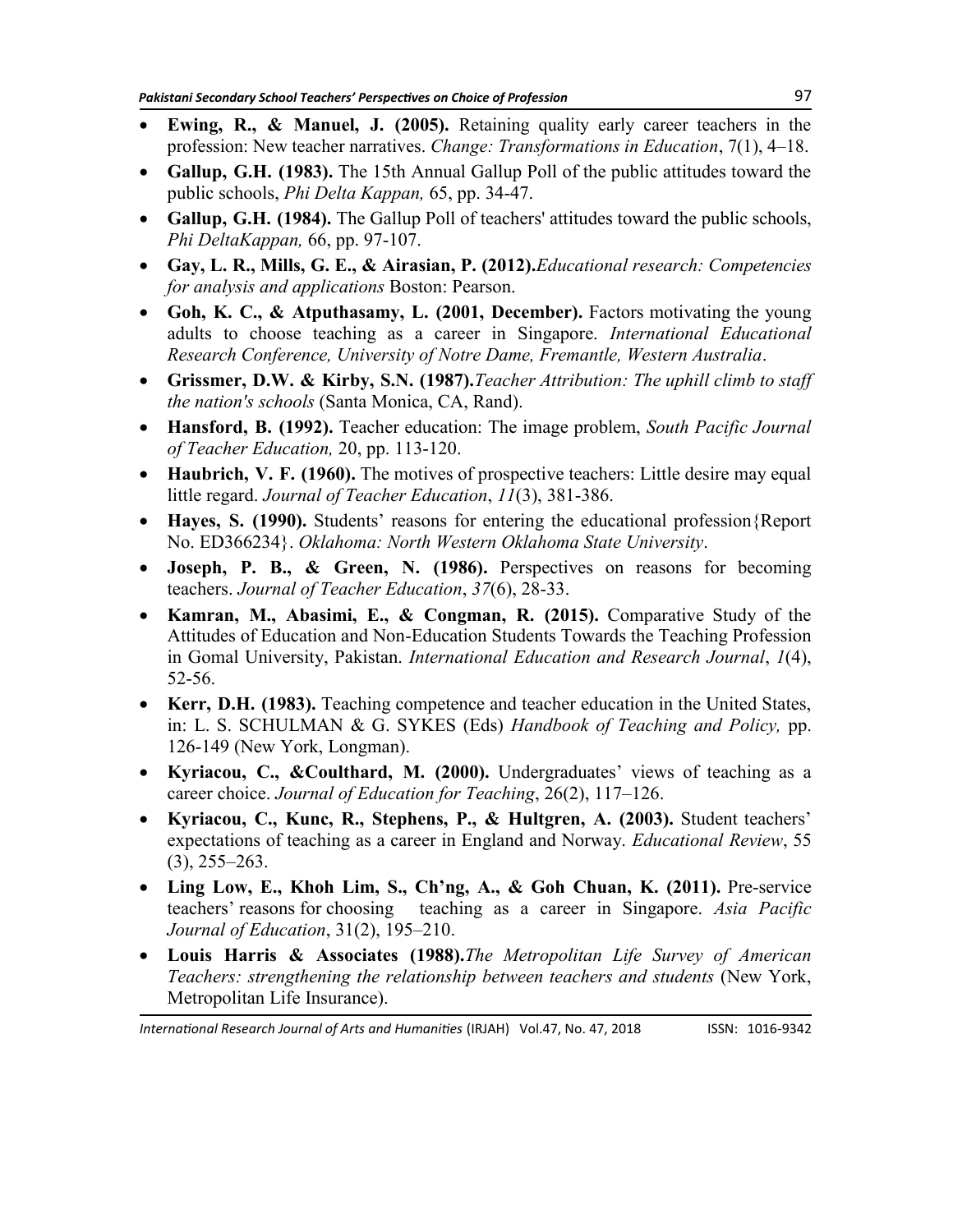- **Ewing, R., & Manuel, J. (2005).** Retaining quality early career teachers in the profession: New teacher narratives. *Change: Transformations in Education*, 7(1), 4–18.
- **Gallup, G.H. (1983).** The 15th Annual Gallup Poll of the public attitudes toward the public schools, *Phi Delta Kappan,* 65, pp. 34-47.
- **Gallup, G.H. (1984).** The Gallup Poll of teachers' attitudes toward the public schools, *Phi DeltaKappan,* 66, pp. 97-107.
- **Gay, L. R., Mills, G. E., & Airasian, P. (2012).***Educational research: Competencies for analysis and applications* Boston: Pearson.
- **Goh, K. C., & Atputhasamy, L. (2001, December).** Factors motivating the young adults to choose teaching as a career in Singapore. *International Educational Research Conference, University of Notre Dame, Fremantle, Western Australia*.
- **Grissmer, D.W. & Kirby, S.N. (1987).***Teacher Attribution: The uphill climb to staff the nation's schools* (Santa Monica, CA, Rand).
- **Hansford, B. (1992).** Teacher education: The image problem, *South Pacific Journal of Teacher Education,* 20, pp. 113-120.
- **Haubrich, V. F. (1960).** The motives of prospective teachers: Little desire may equal little regard. *Journal of Teacher Education*, *11*(3), 381-386.
- **Hayes, S. (1990).** Students' reasons for entering the educational profession{Report No. ED366234}. *Oklahoma: North Western Oklahoma State University*.
- **Joseph, P. B., & Green, N. (1986).** Perspectives on reasons for becoming teachers. *Journal of Teacher Education*, *37*(6), 28-33.
- **Kamran, M., Abasimi, E., & Congman, R. (2015).** Comparative Study of the Attitudes of Education and Non-Education Students Towards the Teaching Profession in Gomal University, Pakistan. *International Education and Research Journal*, *1*(4), 52-56.
- **Kerr, D.H. (1983).** Teaching competence and teacher education in the United States, in: L. S. SCHULMAN & G. SYKES (Eds) *Handbook of Teaching and Policy,* pp. 126-149 (New York, Longman).
- **Kyriacou, C., &Coulthard, M. (2000).** Undergraduates' views of teaching as a career choice. *Journal of Education for Teaching*, 26(2), 117–126.
- **Kyriacou, C., Kunc, R., Stephens, P., & Hultgren, A. (2003).** Student teachers' expectations of teaching as a career in England and Norway. *Educational Review*, 55 (3), 255–263.
- **Ling Low, E., Khoh Lim, S., Ch'ng, A., & Goh Chuan, K. (2011).** Pre-service teachers' reasons for choosing teaching as a career in Singapore. *Asia Pacific Journal of Education*, 31(2), 195–210.
- **Louis Harris & Associates (1988).***The Metropolitan Life Survey of American Teachers: strengthening the relationship between teachers and students* (New York, Metropolitan Life Insurance).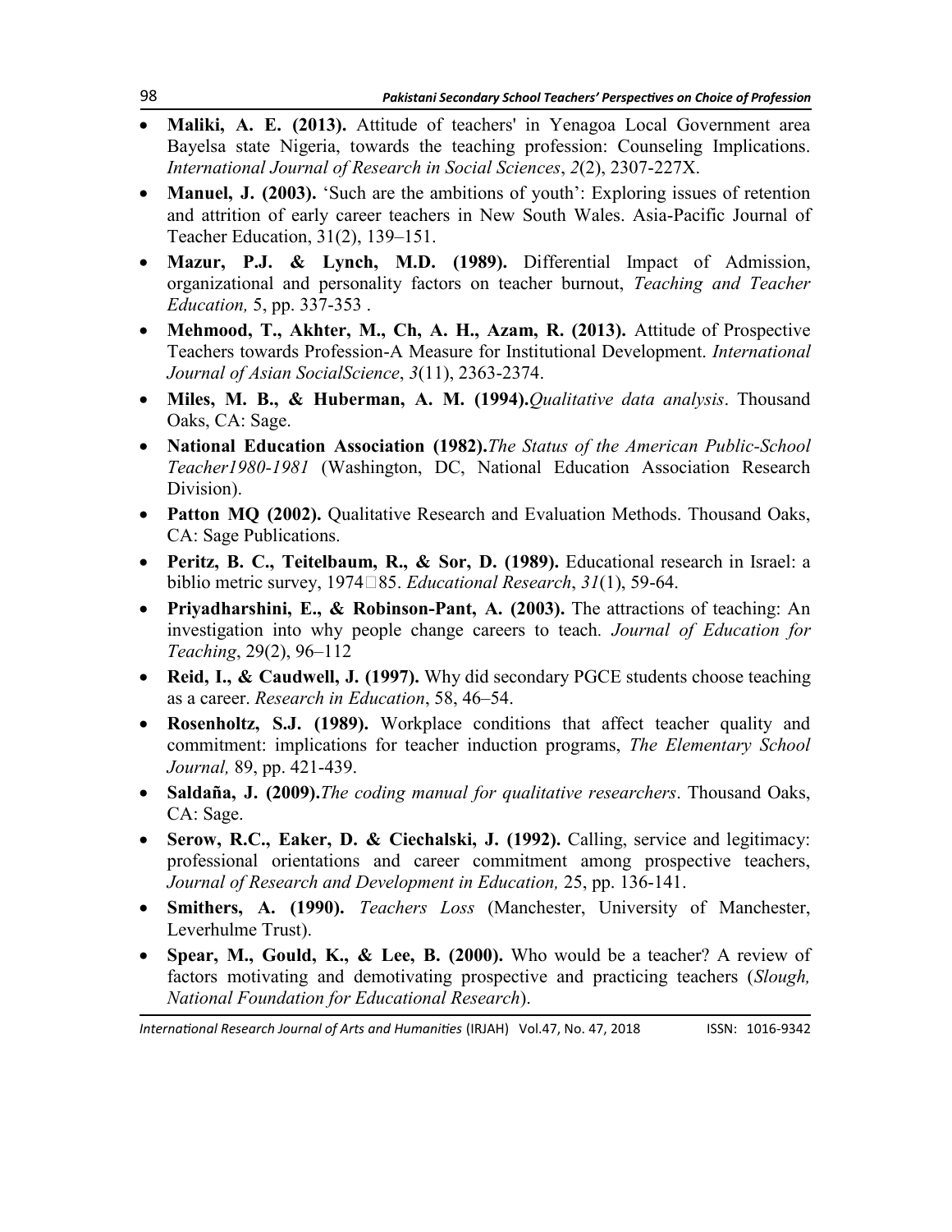- **Maliki, A. E. (2013).** Attitude of teachers' in Yenagoa Local Government area Bayelsa state Nigeria, towards the teaching profession: Counseling Implications. *International Journal of Research in Social Sciences*, *2*(2), 2307-227X.
- **Manuel, J. (2003).** 'Such are the ambitions of youth': Exploring issues of retention and attrition of early career teachers in New South Wales. Asia-Pacific Journal of Teacher Education, 31(2), 139–151.
- **Mazur, P.J. & Lynch, M.D. (1989).** Differential Impact of Admission, organizational and personality factors on teacher burnout, *Teaching and Teacher Education,* 5, pp. 337-353 .
- **Mehmood, T., Akhter, M., Ch, A. H., Azam, R. (2013).** Attitude of Prospective Teachers towards Profession-A Measure for Institutional Development. *International Journal of Asian SocialScience*, *3*(11), 2363-2374.
- **Miles, M. B., & Huberman, A. M. (1994).***Qualitative data analysis*. Thousand Oaks, CA: Sage.
- **National Education Association (1982).***The Status of the American Public-School Teacher1980-1981* (Washington, DC, National Education Association Research Division).
- **Patton MQ (2002).** Qualitative Research and Evaluation Methods. Thousand Oaks, CA: Sage Publications.
- **Peritz, B. C., Teitelbaum, R., & Sor, D. (1989).** Educational research in Israel: a biblio metric survey, 1974□85. *Educational Research*, *31*(1), 59-64.
- **Priyadharshini, E., & Robinson-Pant, A. (2003).** The attractions of teaching: An investigation into why people change careers to teach. *Journal of Education for Teaching*, 29(2), 96–112
- **Reid, I., & Caudwell, J. (1997).** Why did secondary PGCE students choose teaching as a career. *Research in Education*, 58, 46–54.
- **Rosenholtz, S.J. (1989).** Workplace conditions that affect teacher quality and commitment: implications for teacher induction programs, *The Elementary School Journal,* 89, pp. 421-439.
- **Saldaña, J. (2009).***The coding manual for qualitative researchers*. Thousand Oaks, CA: Sage.
- **Serow, R.C., Eaker, D. & Ciechalski, J. (1992).** Calling, service and legitimacy: professional orientations and career commitment among prospective teachers, *Journal of Research and Development in Education,* 25, pp. 136-141.
- **Smithers, A. (1990).** *Teachers Loss* (Manchester, University of Manchester, Leverhulme Trust).
- **Spear, M., Gould, K., & Lee, B. (2000).** Who would be a teacher? A review of factors motivating and demotivating prospective and practicing teachers (*Slough, National Foundation for Educational Research*).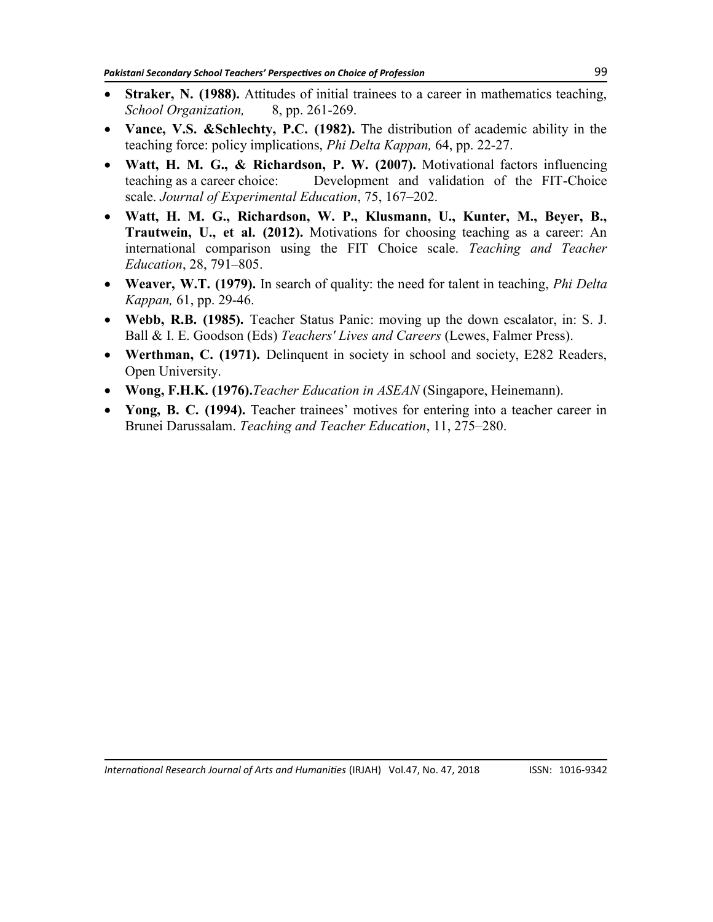- **Straker, N. (1988).** Attitudes of initial trainees to a career in mathematics teaching, *School Organization,* 8, pp. 261-269.
- **Vance, V.S. &Schlechty, P.C. (1982).** The distribution of academic ability in the teaching force: policy implications, *Phi Delta Kappan,* 64, pp. 22-27.
- **Watt, H. M. G., & Richardson, P. W. (2007).** Motivational factors influencing teaching as a career choice: Development and validation of the FIT-Choice scale. *Journal of Experimental Education*, 75, 167–202.
- **Watt, H. M. G., Richardson, W. P., Klusmann, U., Kunter, M., Beyer, B., Trautwein, U., et al. (2012).** Motivations for choosing teaching as a career: An international comparison using the FIT Choice scale. *Teaching and Teacher Education*, 28, 791–805.
- **Weaver, W.T. (1979).** In search of quality: the need for talent in teaching, *Phi Delta Kappan,* 61, pp. 29-46.
- **Webb, R.B. (1985).** Teacher Status Panic: moving up the down escalator, in: S. J. Ball & I. E. Goodson (Eds) *Teachers' Lives and Careers* (Lewes, Falmer Press).
- **Werthman, C. (1971).** Delinquent in society in school and society, E282 Readers, Open University.
- **Wong, F.H.K. (1976).***Teacher Education in ASEAN* (Singapore, Heinemann).
- **Yong, B. C. (1994).** Teacher trainees' motives for entering into a teacher career in Brunei Darussalam. *Teaching and Teacher Education*, 11, 275–280.